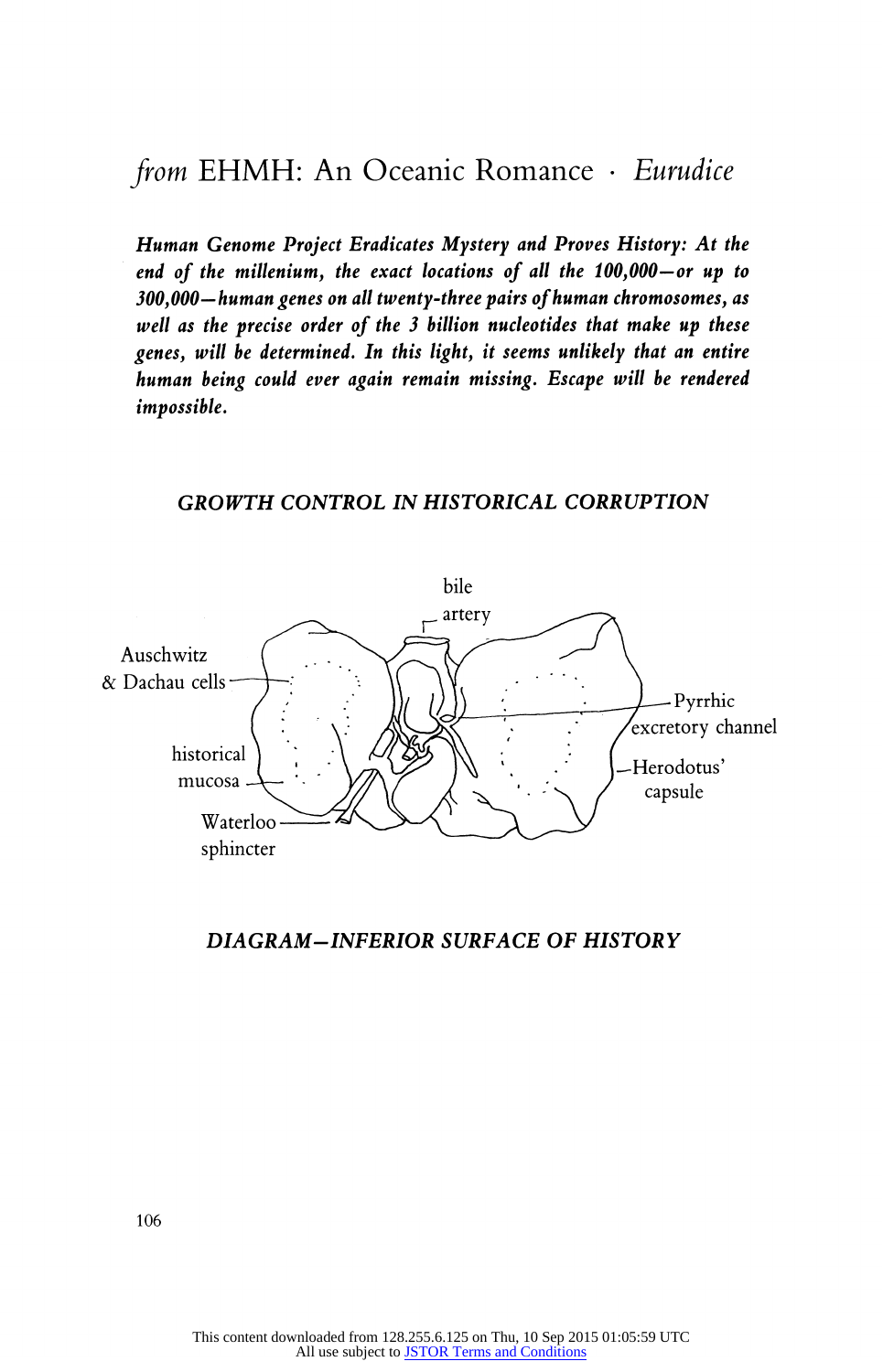# *from* EHMH: An Oceanic Romance · *Eurudice*

***Human Genome Project Eradicates Mystery and Proves History: At the end of the millenium, the exact locations of all the 100,000—or up to 300,000—human genes on all twenty-three pairs of human chromosomes, as well as the precise order of the 3 billion nucleotides that make up these genes, will be determined. In this light, it seems unlikely that an entire human being could ever again remain missing. Escape will be rendered impossible.***

### *GROWTH CONTROL IN HISTORICAL CORRUPTION*

bile artery

Auschwitz & Dachau cells

Pyrrhic excretory channel

historical mucosa

Herodotus' capsule

Waterloo sphincter

### *DIAGRAM—INFERIOR SURFACE OF HISTORY*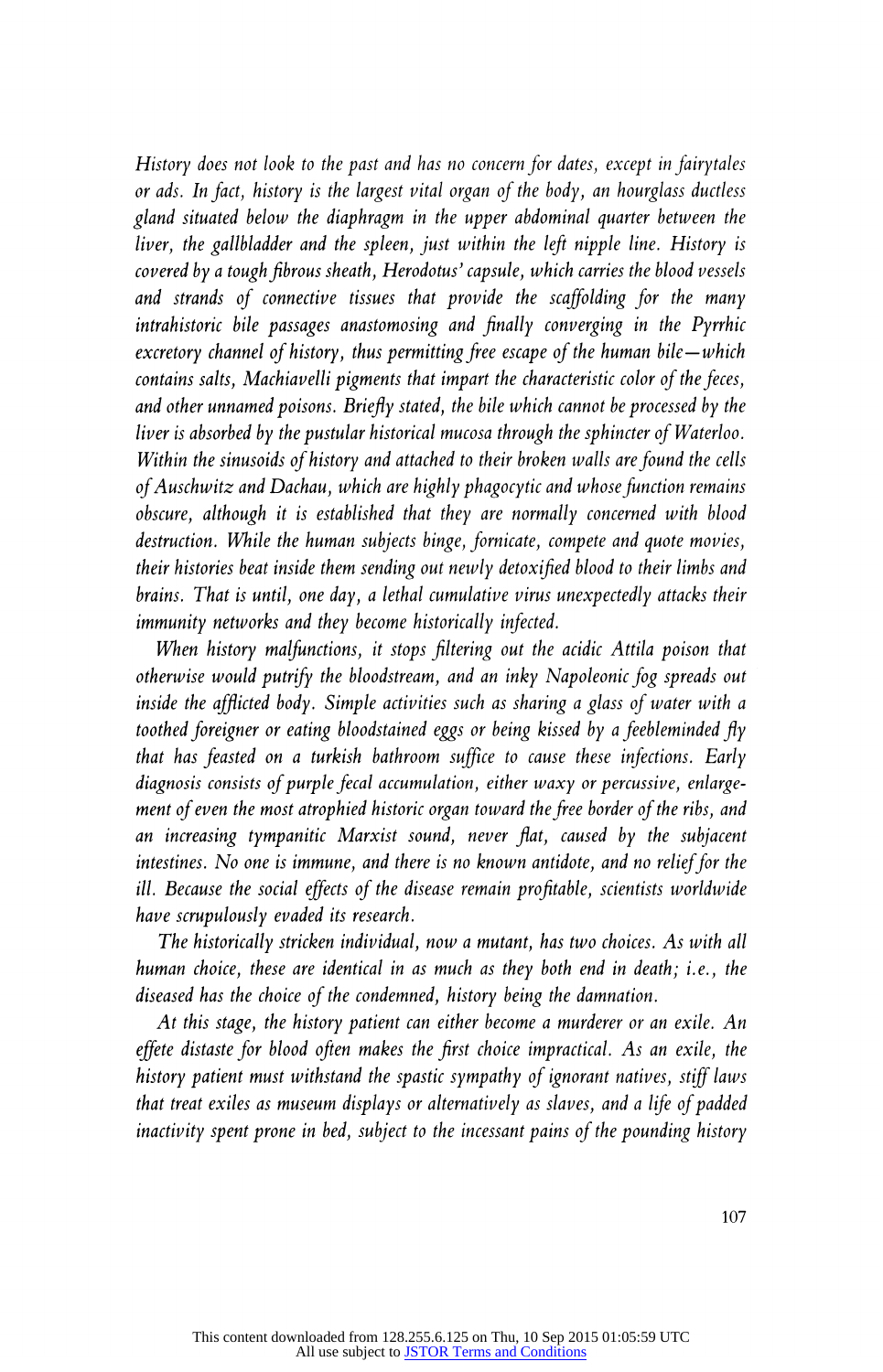*History does not look to the past and has no concern for dates, except in fairytales or ads. In fact, history is the largest vital organ of the body, an hourglass ductless gland situated below the diaphragm in the upper abdominal quarter between the liver, the gallbladder and the spleen, just within the left nipple line. History is covered by a tough fibrous sheath, Herodotus' capsule, which carries the blood vessels and strands of connective tissues that provide the scaffolding for the many intrahistoric bile passages anastomosing and finally converging in the Pyrrhic excretory channel of history, thus permitting free escape of the human bile—which contains salts, Machiavelli pigments that impart the characteristic color of the feces, and other unnamed poisons. Briefly stated, the bile which cannot be processed by the liver is absorbed by the pustular historical mucosa through the sphincter of Waterloo. Within the sinusoids of history and attached to their broken walls are found the cells of Auschwitz and Dachau, which are highly phagocytic and whose function remains obscure, although it is established that they are normally concerned with blood destruction. While the human subjects binge, fornicate, compete and quote movies, their histories beat inside them sending out newly detoxified blood to their limbs and brains. That is until, one day, a lethal cumulative virus unexpectedly attacks their immunity networks and they become historically infected.*

*When history malfunctions, it stops filtering out the acidic Attila poison that otherwise would putrify the bloodstream, and an inky Napoleonic fog spreads out inside the afflicted body. Simple activities such as sharing a glass of water with a toothed foreigner or eating bloodstained eggs or being kissed by a feebleminded fly that has feasted on a turkish bathroom suffice to cause these infections. Early diagnosis consists of purple fecal accumulation, either waxy or percussive, enlargement of even the most atrophied historic organ toward the free border of the ribs, and an increasing tympanitic Marxist sound, never flat, caused by the subjacent intestines. No one is immune, and there is no known antidote, and no relief for the ill. Because the social effects of the disease remain profitable, scientists worldwide have scrupulously evaded its research.*

*The historically stricken individual, now a mutant, has two choices. As with all human choice, these are identical in as much as they both end in death; i.e., the diseased has the choice of the condemned, history being the damnation.*

*At this stage, the history patient can either become a murderer or an exile. An effete distaste for blood often makes the first choice impractical. As an exile, the history patient must withstand the spastic sympathy of ignorant natives, stiff laws that treat exiles as museum displays or alternatively as slaves, and a life of padded inactivity spent prone in bed, subject to the incessant pains of the pounding history*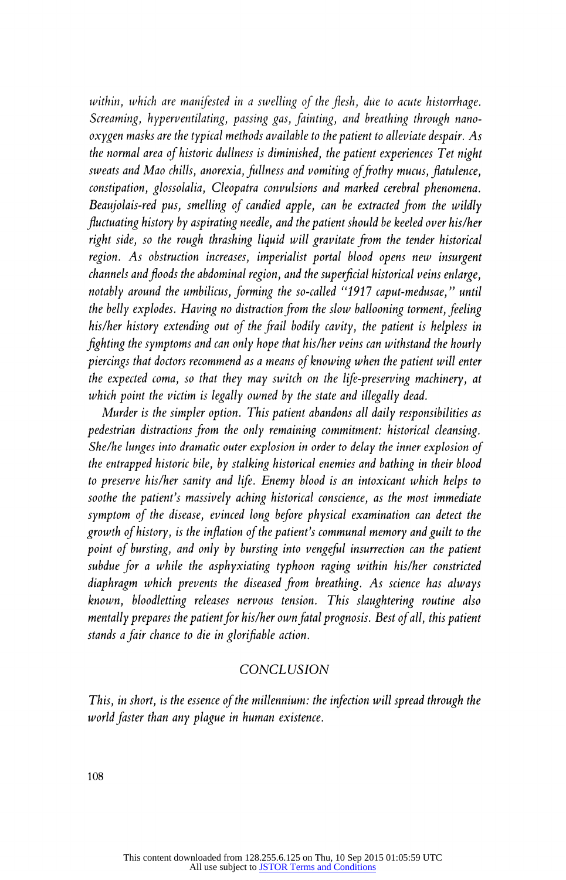*within, which are manifested in a swelling of the flesh, due to acute historrhage. Screaming, hyperventilating, passing gas, fainting, and breathing through nano-oxygen masks are the typical methods available to the patient to alleviate despair. As the normal area of historic dullness is diminished, the patient experiences Tet night sweats and Mao chills, anorexia, fullness and vomiting of frothy mucus, flatulence, constipation, glossolalia, Cleopatra convulsions and marked cerebral phenomena. Beaujolais-red pus, smelling of candied apple, can be extracted from the wildly fluctuating history by aspirating needle, and the patient should be keeled over his/her right side, so the rough thrashing liquid will gravitate from the tender historical region. As obstruction increases, imperialist portal blood opens new insurgent channels and floods the abdominal region, and the superficial historical veins enlarge, notably around the umbilicus, forming the so-called "1917 caput-medusae," until the belly explodes. Having no distraction from the slow ballooning torment, feeling his/her history extending out of the frail bodily cavity, the patient is helpless in fighting the symptoms and can only hope that his/her veins can withstand the hourly piercings that doctors recommend as a means of knowing when the patient will enter the expected coma, so that they may switch on the life-preserving machinery, at which point the victim is legally owned by the state and illegally dead.*

*Murder is the simpler option. This patient abandons all daily responsibilities as pedestrian distractions from the only remaining commitment: historical cleansing. She/he lunges into dramatic outer explosion in order to delay the inner explosion of the entrapped historic bile, by stalking historical enemies and bathing in their blood to preserve his/her sanity and life. Enemy blood is an intoxicant which helps to soothe the patient's massively aching historical conscience, as the most immediate symptom of the disease, evinced long before physical examination can detect the growth of history, is the inflation of the patient's communal memory and guilt to the point of bursting, and only by bursting into vengeful insurrection can the patient subdue for a while the asphyxiating typhoon raging within his/her constricted diaphragm which prevents the diseased from breathing. As science has always known, bloodletting releases nervous tension. This slaughtering routine also mentally prepares the patient for his/her own fatal prognosis. Best of all, this patient stands a fair chance to die in glorifiable action.*

## *CONCLUSION*

*This, in short, is the essence of the millennium: the infection will spread through the world faster than any plague in human existence.*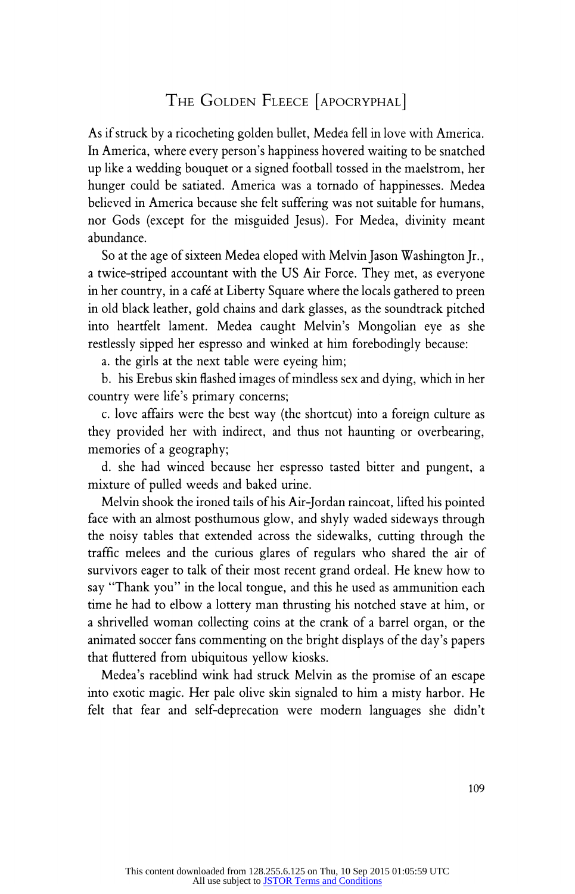## The Golden Fleece [apocryphal]

As if struck by a ricocheting golden bullet, Medea fell in love with America. In America, where every person's happiness hovered waiting to be snatched up like a wedding bouquet or a signed football tossed in the maelstrom, her hunger could be satiated. America was a tornado of happinesses. Medea believed in America because she felt suffering was not suitable for humans, nor Gods (except for the misguided Jesus). For Medea, divinity meant abundance.

So at the age of sixteen Medea eloped with Melvin Jason Washington Jr., a twice-striped accountant with the US Air Force. They met, as everyone in her country, in a café at Liberty Square where the locals gathered to preen in old black leather, gold chains and dark glasses, as the soundtrack pitched into heartfelt lament. Medea caught Melvin's Mongolian eye as she restlessly sipped her espresso and winked at him forebodingly because:

a. the girls at the next table were eyeing him;

b. his Erebus skin flashed images of mindless sex and dying, which in her country were life's primary concerns;

c. love affairs were the best way (the shortcut) into a foreign culture as they provided her with indirect, and thus not haunting or overbearing, memories of a geography;

d. she had winced because her espresso tasted bitter and pungent, a mixture of pulled weeds and baked urine.

Melvin shook the ironed tails of his Air-Jordan raincoat, lifted his pointed face with an almost posthumous glow, and shyly waded sideways through the noisy tables that extended across the sidewalks, cutting through the traffic melees and the curious glares of regulars who shared the air of survivors eager to talk of their most recent grand ordeal. He knew how to say "Thank you" in the local tongue, and this he used as ammunition each time he had to elbow a lottery man thrusting his notched stave at him, or a shrivelled woman collecting coins at the crank of a barrel organ, or the animated soccer fans commenting on the bright displays of the day's papers that fluttered from ubiquitous yellow kiosks.

Medea's raceblind wink had struck Melvin as the promise of an escape into exotic magic. Her pale olive skin signaled to him a misty harbor. He felt that fear and self-deprecation were modern languages she didn't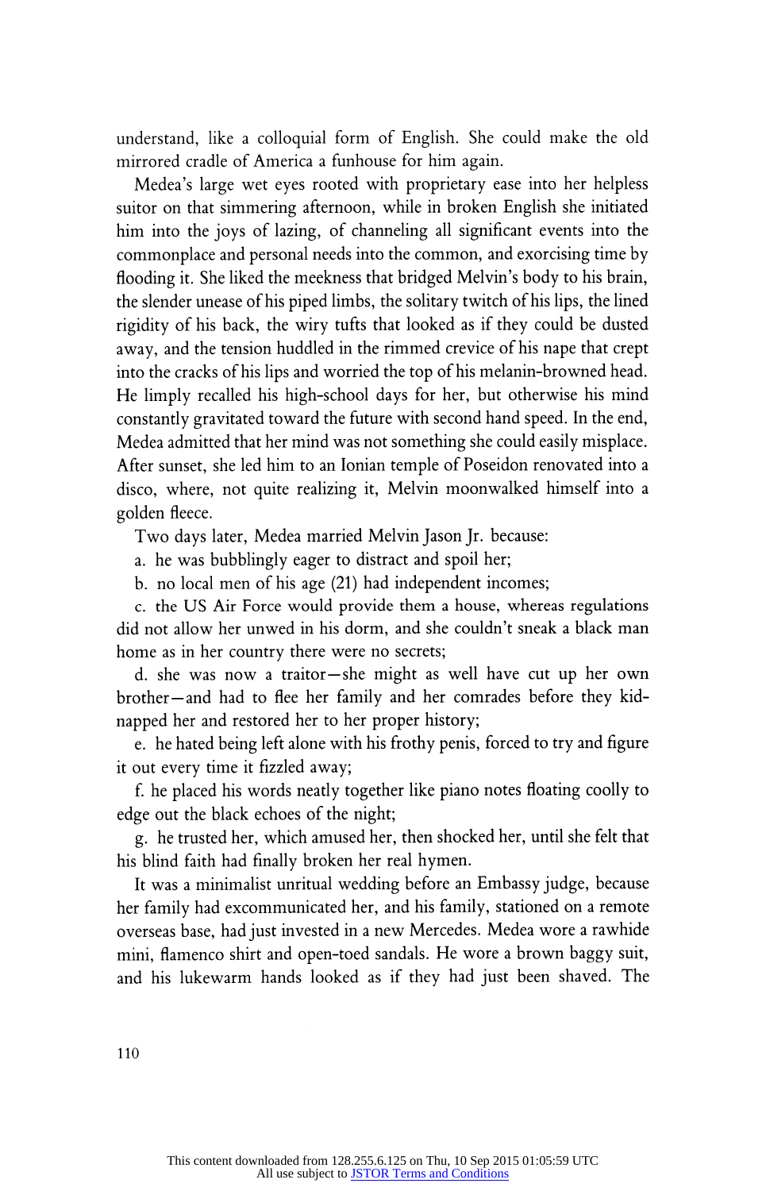understand, like a colloquial form of English. She could make the old mirrored cradle of America a funhouse for him again.

Medea's large wet eyes rooted with proprietary ease into her helpless suitor on that simmering afternoon, while in broken English she initiated him into the joys of lazing, of channeling all significant events into the commonplace and personal needs into the common, and exorcising time by flooding it. She liked the meekness that bridged Melvin's body to his brain, the slender unease of his piped limbs, the solitary twitch of his lips, the lined rigidity of his back, the wiry tufts that looked as if they could be dusted away, and the tension huddled in the rimmed crevice of his nape that crept into the cracks of his lips and worried the top of his melanin-browned head. He limply recalled his high-school days for her, but otherwise his mind constantly gravitated toward the future with second hand speed. In the end, Medea admitted that her mind was not something she could easily misplace. After sunset, she led him to an Ionian temple of Poseidon renovated into a disco, where, not quite realizing it, Melvin moonwalked himself into a golden fleece.

Two days later, Medea married Melvin Jason Jr. because:

a. he was bubblingly eager to distract and spoil her;

b. no local men of his age (21) had independent incomes;

c. the US Air Force would provide them a house, whereas regulations did not allow her unwed in his dorm, and she couldn't sneak a black man home as in her country there were no secrets;

d. she was now a traitor—she might as well have cut up her own brother—and had to flee her family and her comrades before they kidnapped her and restored her to her proper history;

e. he hated being left alone with his frothy penis, forced to try and figure it out every time it fizzled away;

f. he placed his words neatly together like piano notes floating coolly to edge out the black echoes of the night;

g. he trusted her, which amused her, then shocked her, until she felt that his blind faith had finally broken her real hymen.

It was a minimalist unritual wedding before an Embassy judge, because her family had excommunicated her, and his family, stationed on a remote overseas base, had just invested in a new Mercedes. Medea wore a rawhide mini, flamenco shirt and open-toed sandals. He wore a brown baggy suit, and his lukewarm hands looked as if they had just been shaved. The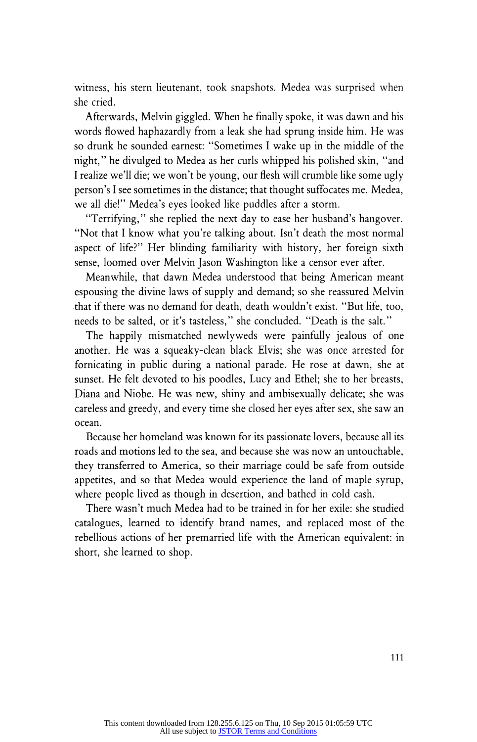witness, his stern lieutenant, took snapshots. Medea was surprised when she cried.

Afterwards, Melvin giggled. When he finally spoke, it was dawn and his words flowed haphazardly from a leak she had sprung inside him. He was so drunk he sounded earnest: "Sometimes I wake up in the middle of the night," he divulged to Medea as her curls whipped his polished skin, "and I realize we'll die; we won't be young, our flesh will crumble like some ugly person's I see sometimes in the distance; that thought suffocates me. Medea, we all die!" Medea's eyes looked like puddles after a storm.

"Terrifying," she replied the next day to ease her husband's hangover. "Not that I know what you're talking about. Isn't death the most normal aspect of life?" Her blinding familiarity with history, her foreign sixth sense, loomed over Melvin Jason Washington like a censor ever after.

Meanwhile, that dawn Medea understood that being American meant espousing the divine laws of supply and demand; so she reassured Melvin that if there was no demand for death, death wouldn't exist. "But life, too, needs to be salted, or it's tasteless," she concluded. "Death is the salt."

The happily mismatched newlyweds were painfully jealous of one another. He was a squeaky-clean black Elvis; she was once arrested for fornicating in public during a national parade. He rose at dawn, she at sunset. He felt devoted to his poodles, Lucy and Ethel; she to her breasts, Diana and Niobe. He was new, shiny and ambisexually delicate; she was careless and greedy, and every time she closed her eyes after sex, she saw an ocean.

Because her homeland was known for its passionate lovers, because all its roads and motions led to the sea, and because she was now an untouchable, they transferred to America, so their marriage could be safe from outside appetites, and so that Medea would experience the land of maple syrup, where people lived as though in desertion, and bathed in cold cash.

There wasn't much Medea had to be trained in for her exile: she studied catalogues, learned to identify brand names, and replaced most of the rebellious actions of her premarried life with the American equivalent: in short, she learned to shop.